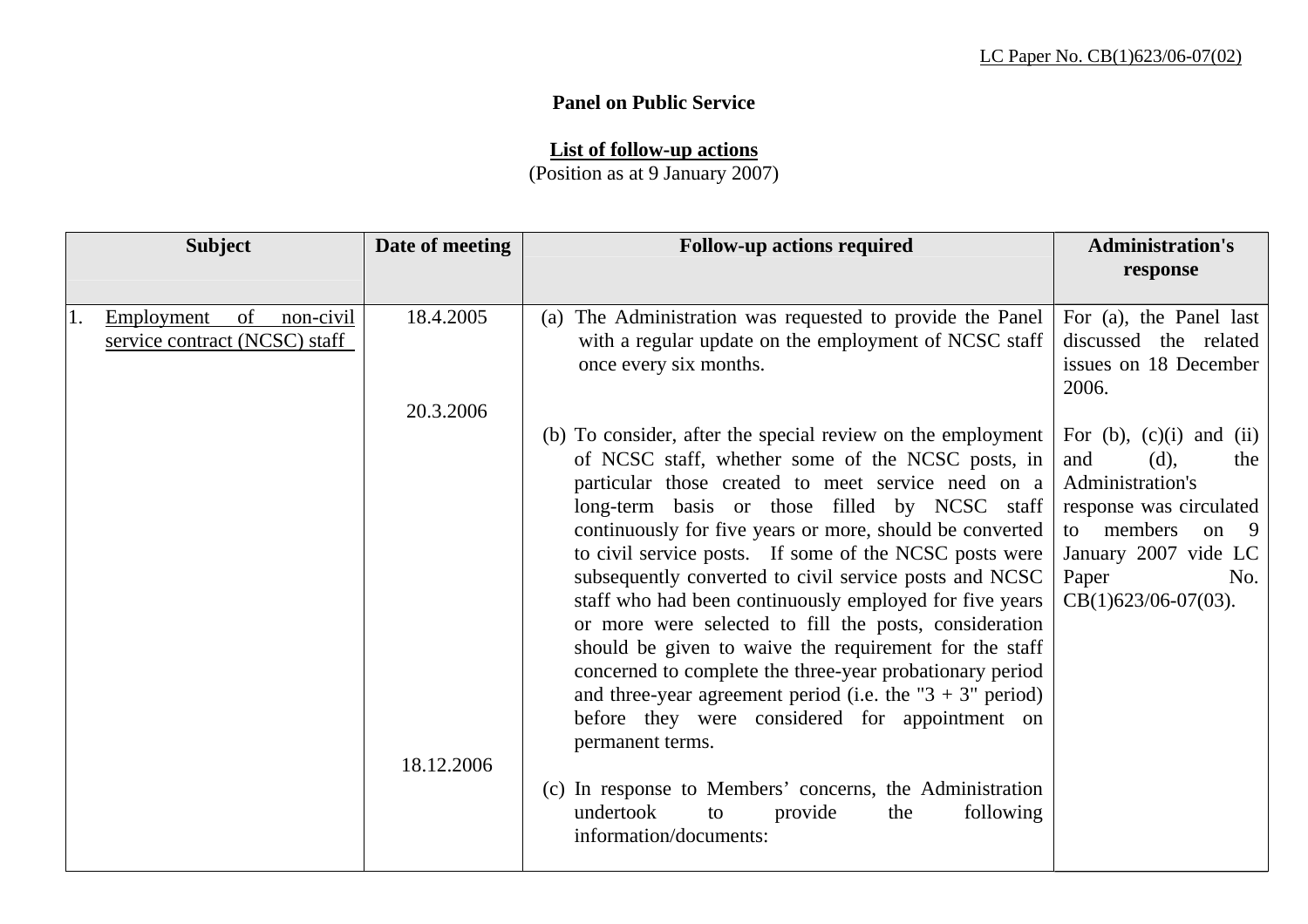LC Paper No. CB(1)623/06-07(02)

**Panel on Public Service**

**List of follow-up actions**
(Position as at 9 January 2007)

| Subject | Date of meeting | Follow-up actions required | Administration's response |
|---|---|---|---|
| 1. Employment of non-civil service contract (NCSC) staff | 18.4.2005 | (a) The Administration was requested to provide the Panel with a regular update on the employment of NCSC staff once every six months. | For (a), the Panel last discussed the related issues on 18 December 2006. |
| | 20.3.2006 | (b) To consider, after the special review on the employment of NCSC staff, whether some of the NCSC posts, in particular those created to meet service need on a long-term basis or those filled by NCSC staff continuously for five years or more, should be converted to civil service posts. If some of the NCSC posts were subsequently converted to civil service posts and NCSC staff who had been continuously employed for five years or more were selected to fill the posts, consideration should be given to waive the requirement for the staff concerned to complete the three-year probationary period and three-year agreement period (i.e. the "3 + 3" period) before they were considered for appointment on permanent terms. | For (b), (c)(i) and (ii) and (d), the Administration's response was circulated to members on 9 January 2007 vide LC Paper No. CB(1)623/06-07(03). |
| | 18.12.2006 | (c) In response to Members' concerns, the Administration undertook to provide the following information/documents: | |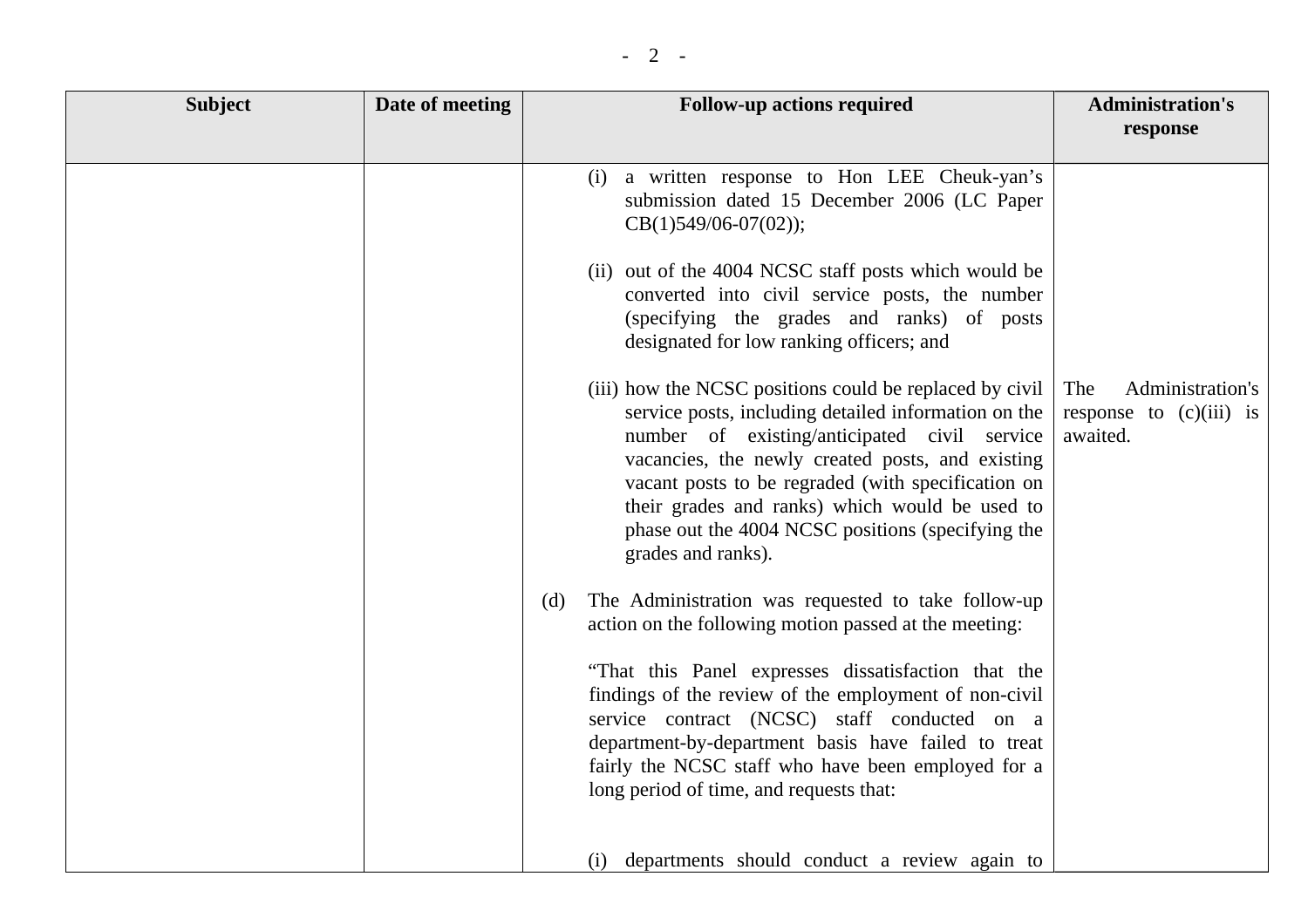| Subject | Date of meeting | Follow-up actions required | Administration's response |
|---|---|---|---|
| | | (i) a written response to Hon LEE Cheuk-yan's submission dated 15 December 2006 (LC Paper CB(1)549/06-07(02));<br><br>(ii) out of the 4004 NCSC staff posts which would be converted into civil service posts, the number (specifying the grades and ranks) of posts designated for low ranking officers; and<br><br>(iii) how the NCSC positions could be replaced by civil service posts, including detailed information on the number of existing/anticipated civil service vacancies, the newly created posts, and existing vacant posts to be regraded (with specification on their grades and ranks) which would be used to phase out the 4004 NCSC positions (specifying the grades and ranks).<br><br>(d) The Administration was requested to take follow-up action on the following motion passed at the meeting:<br><br>"That this Panel expresses dissatisfaction that the findings of the review of the employment of non-civil service contract (NCSC) staff conducted on a department-by-department basis have failed to treat fairly the NCSC staff who have been employed for a long period of time, and requests that:<br><br>(i) departments should conduct a review again to | The Administration's response to (c)(iii) is awaited. |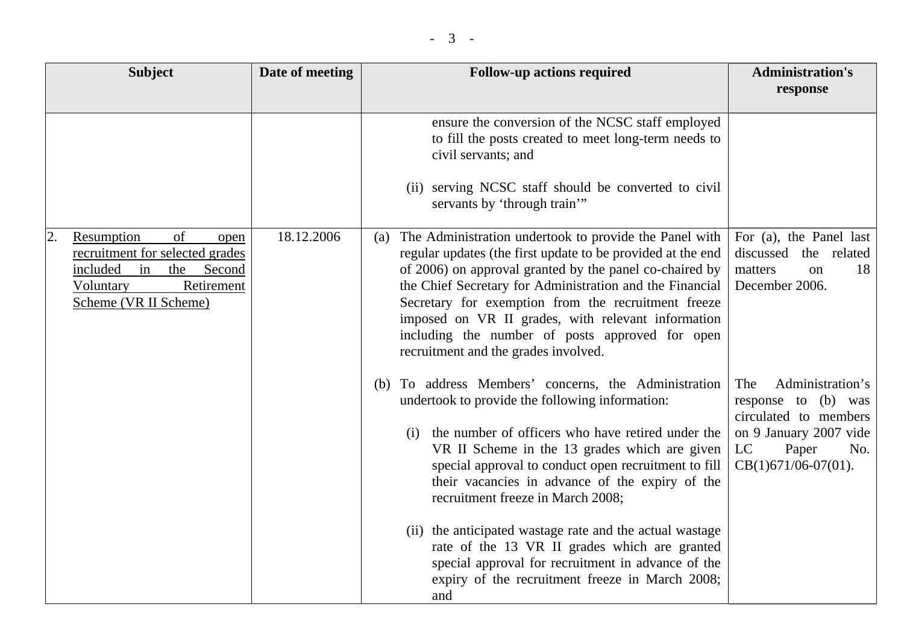| Subject | Date of meeting | Follow-up actions required | Administration's response |
|---|---|---|---|
| | | ensure the conversion of the NCSC staff employed to fill the posts created to meet long-term needs to civil servants; and<br><br>(ii) serving NCSC staff should be converted to civil servants by 'through train'" | |
| 2. <u>Resumption of open recruitment for selected grades included in the Second Voluntary Retirement Scheme (VR II Scheme)</u> | 18.12.2006 | (a) The Administration undertook to provide the Panel with regular updates (the first update to be provided at the end of 2006) on approval granted by the panel co-chaired by the Chief Secretary for Administration and the Financial Secretary for exemption from the recruitment freeze imposed on VR II grades, with relevant information including the number of posts approved for open recruitment and the grades involved. | For (a), the Panel last discussed the related matters on 18 December 2006. |
| | | (b) To address Members' concerns, the Administration undertook to provide the following information:<br><br>(i) the number of officers who have retired under the VR II Scheme in the 13 grades which are given special approval to conduct open recruitment to fill their vacancies in advance of the expiry of the recruitment freeze in March 2008;<br><br>(ii) the anticipated wastage rate and the actual wastage rate of the 13 VR II grades which are granted special approval for recruitment in advance of the expiry of the recruitment freeze in March 2008; and | The Administration's response to (b) was circulated to members on 9 January 2007 vide LC Paper No. CB(1)671/06-07(01). |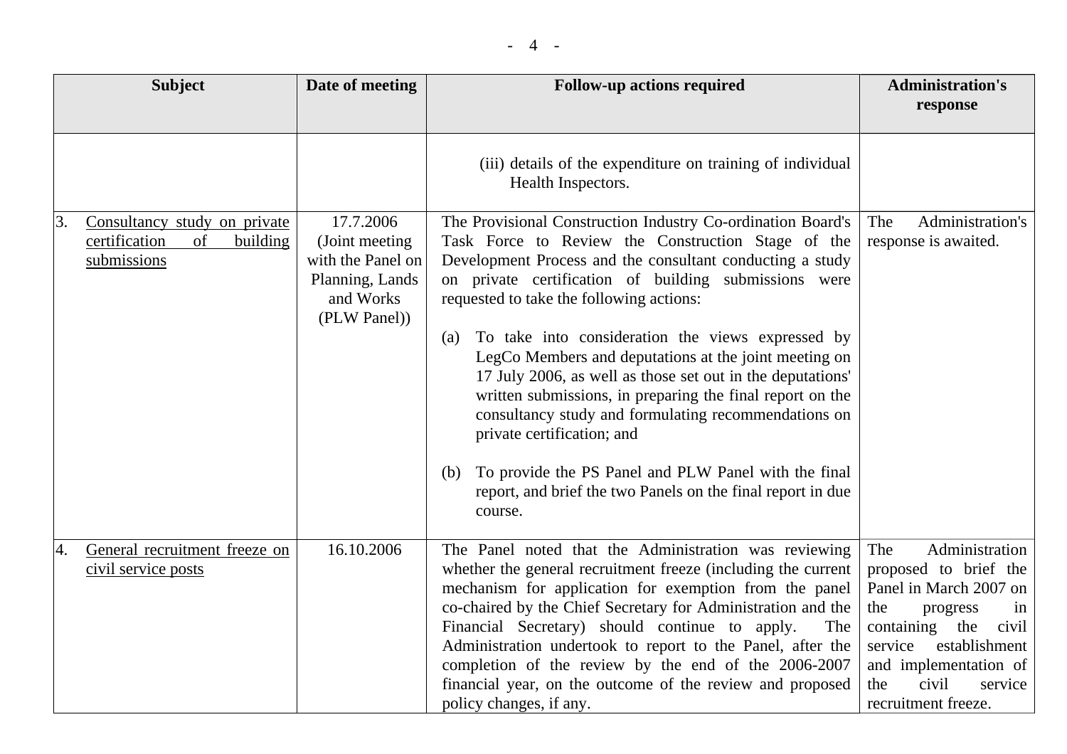| Subject | Date of meeting | Follow-up actions required | Administration's response |
|---|---|---|---|
| | | (iii) details of the expenditure on training of individual Health Inspectors. | |
| 3. Consultancy study on private certification of building submissions | 17.7.2006 (Joint meeting with the Panel on Planning, Lands and Works (PLW Panel)) | The Provisional Construction Industry Co-ordination Board's Task Force to Review the Construction Stage of the Development Process and the consultant conducting a study on private certification of building submissions were requested to take the following actions:<br><br>(a) To take into consideration the views expressed by LegCo Members and deputations at the joint meeting on 17 July 2006, as well as those set out in the deputations' written submissions, in preparing the final report on the consultancy study and formulating recommendations on private certification; and<br><br>(b) To provide the PS Panel and PLW Panel with the final report, and brief the two Panels on the final report in due course. | The Administration's response is awaited. |
| 4. General recruitment freeze on civil service posts | 16.10.2006 | The Panel noted that the Administration was reviewing whether the general recruitment freeze (including the current mechanism for application for exemption from the panel co-chaired by the Chief Secretary for Administration and the Financial Secretary) should continue to apply. The Administration undertook to report to the Panel, after the completion of the review by the end of the 2006-2007 financial year, on the outcome of the review and proposed policy changes, if any. | The Administration proposed to brief the Panel in March 2007 on the progress in containing the civil service establishment and implementation of the civil service recruitment freeze. |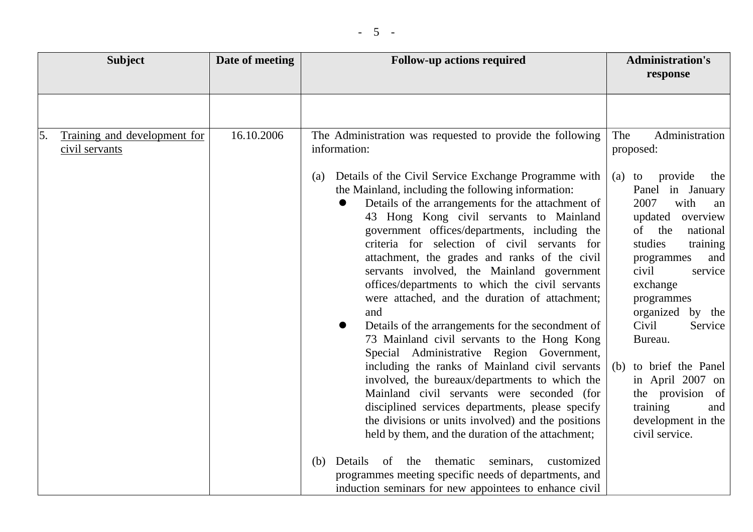| Subject | Date of meeting | Follow-up actions required | Administration's response |
|---|---|---|---|
| | | | |
| 5. Training and development for civil servants | 16.10.2006 | The Administration was requested to provide the following information:<br><br>(a) Details of the Civil Service Exchange Programme with the Mainland, including the following information:<br>● Details of the arrangements for the attachment of 43 Hong Kong civil servants to Mainland government offices/departments, including the criteria for selection of civil servants for attachment, the grades and ranks of the civil servants involved, the Mainland government offices/departments to which the civil servants were attached, and the duration of attachment; and<br>● Details of the arrangements for the secondment of 73 Mainland civil servants to the Hong Kong Special Administrative Region Government, including the ranks of Mainland civil servants involved, the bureaux/departments to which the Mainland civil servants were seconded (for disciplined services departments, please specify the divisions or units involved) and the positions held by them, and the duration of the attachment;<br><br>(b) Details of the thematic seminars, customized programmes meeting specific needs of departments, and induction seminars for new appointees to enhance civil | The Administration proposed:<br><br>(a) to provide the Panel in January 2007 with an updated overview of the national studies training programmes and civil service exchange programmes organized by the Civil Service Bureau.<br><br>(b) to brief the Panel in April 2007 on the provision of training and development in the civil service. |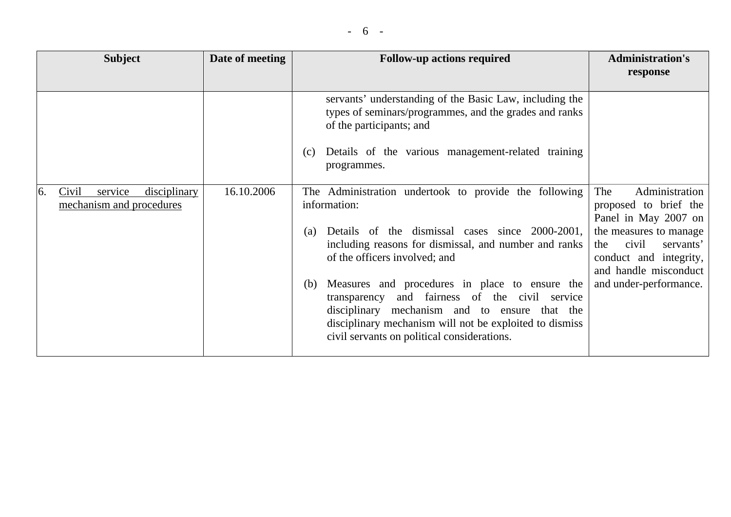| Subject | Date of meeting | Follow-up actions required | Administration's response |
|---|---|---|---|
| | | servants' understanding of the Basic Law, including the types of seminars/programmes, and the grades and ranks of the participants; and<br><br>(c) Details of the various management-related training programmes. | |
| 6. Civil service disciplinary mechanism and procedures | 16.10.2006 | The Administration undertook to provide the following information:<br><br>(a) Details of the dismissal cases since 2000-2001, including reasons for dismissal, and number and ranks of the officers involved; and<br><br>(b) Measures and procedures in place to ensure the transparency and fairness of the civil service disciplinary mechanism and to ensure that the disciplinary mechanism will not be exploited to dismiss civil servants on political considerations. | The Administration proposed to brief the Panel in May 2007 on the measures to manage the civil servants' conduct and integrity, and handle misconduct and under-performance. |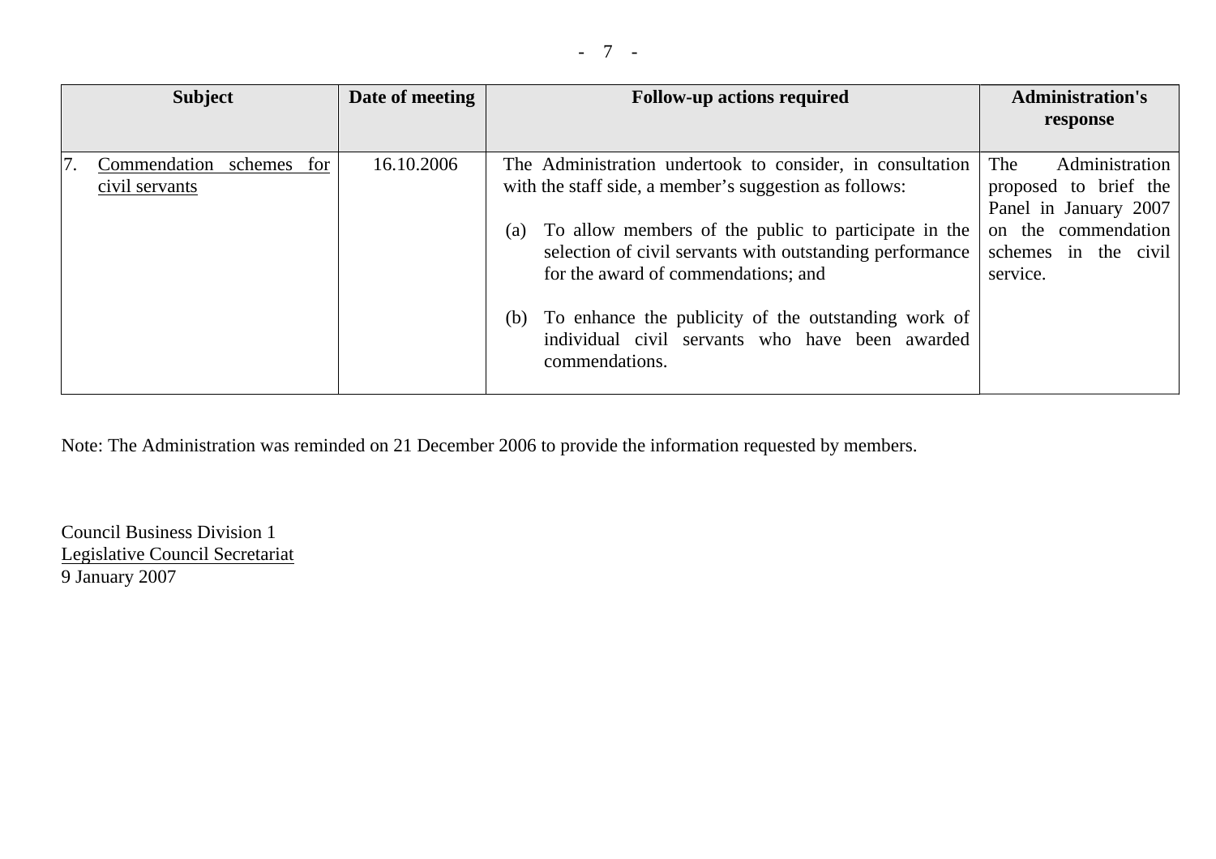| Subject | Date of meeting | Follow-up actions required | Administration's response |
|---|---|---|---|
| 7. Commendation schemes for civil servants | 16.10.2006 | The Administration undertook to consider, in consultation with the staff side, a member's suggestion as follows:<br><br>(a) To allow members of the public to participate in the selection of civil servants with outstanding performance for the award of commendations; and<br><br>(b) To enhance the publicity of the outstanding work of individual civil servants who have been awarded commendations. | The Administration proposed to brief the Panel in January 2007 on the commendation schemes in the civil service. |

Note: The Administration was reminded on 21 December 2006 to provide the information requested by members.

Council Business Division 1
Legislative Council Secretariat
9 January 2007